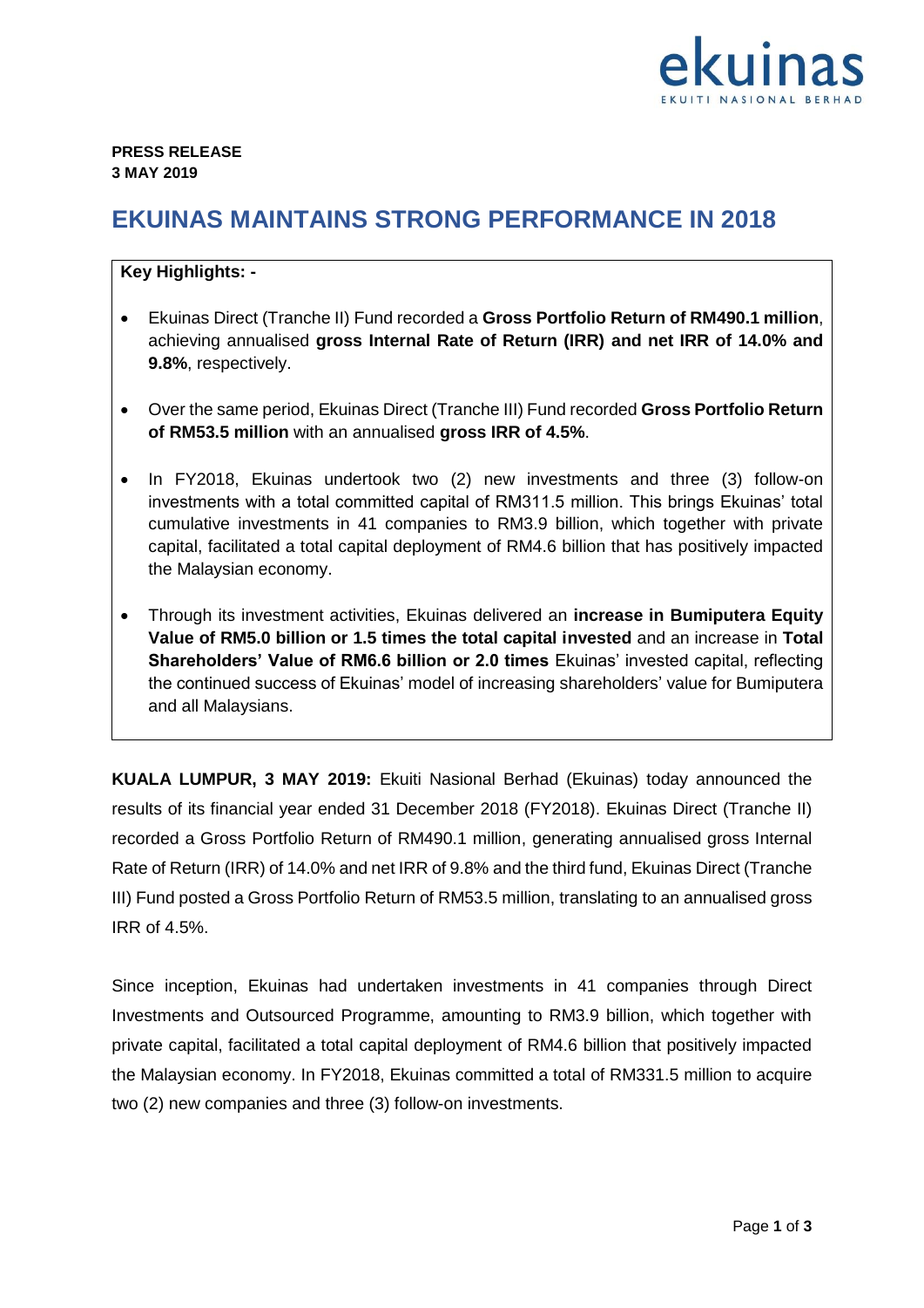**PRESS RELEASE**
**3 MAY 2019**

# EKUINAS MAINTAINS STRONG PERFORMANCE IN 2018

**Key Highlights: -**

- Ekuinas Direct (Tranche II) Fund recorded a **Gross Portfolio Return of RM490.1 million**, achieving annualised **gross Internal Rate of Return (IRR) and net IRR of 14.0% and 9.8%**, respectively.

- Over the same period, Ekuinas Direct (Tranche III) Fund recorded **Gross Portfolio Return of RM53.5 million** with an annualised **gross IRR of 4.5%**.

- In FY2018, Ekuinas undertook two (2) new investments and three (3) follow-on investments with a total committed capital of RM311.5 million. This brings Ekuinas' total cumulative investments in 41 companies to RM3.9 billion, which together with private capital, facilitated a total capital deployment of RM4.6 billion that has positively impacted the Malaysian economy.

- Through its investment activities, Ekuinas delivered an **increase in Bumiputera Equity Value of RM5.0 billion or 1.5 times the total capital invested** and an increase in **Total Shareholders' Value of RM6.6 billion or 2.0 times** Ekuinas' invested capital, reflecting the continued success of Ekuinas' model of increasing shareholders' value for Bumiputera and all Malaysians.

**KUALA LUMPUR, 3 MAY 2019:** Ekuiti Nasional Berhad (Ekuinas) today announced the results of its financial year ended 31 December 2018 (FY2018). Ekuinas Direct (Tranche II) recorded a Gross Portfolio Return of RM490.1 million, generating annualised gross Internal Rate of Return (IRR) of 14.0% and net IRR of 9.8% and the third fund, Ekuinas Direct (Tranche III) Fund posted a Gross Portfolio Return of RM53.5 million, translating to an annualised gross IRR of 4.5%.

Since inception, Ekuinas had undertaken investments in 41 companies through Direct Investments and Outsourced Programme, amounting to RM3.9 billion, which together with private capital, facilitated a total capital deployment of RM4.6 billion that positively impacted the Malaysian economy. In FY2018, Ekuinas committed a total of RM331.5 million to acquire two (2) new companies and three (3) follow-on investments.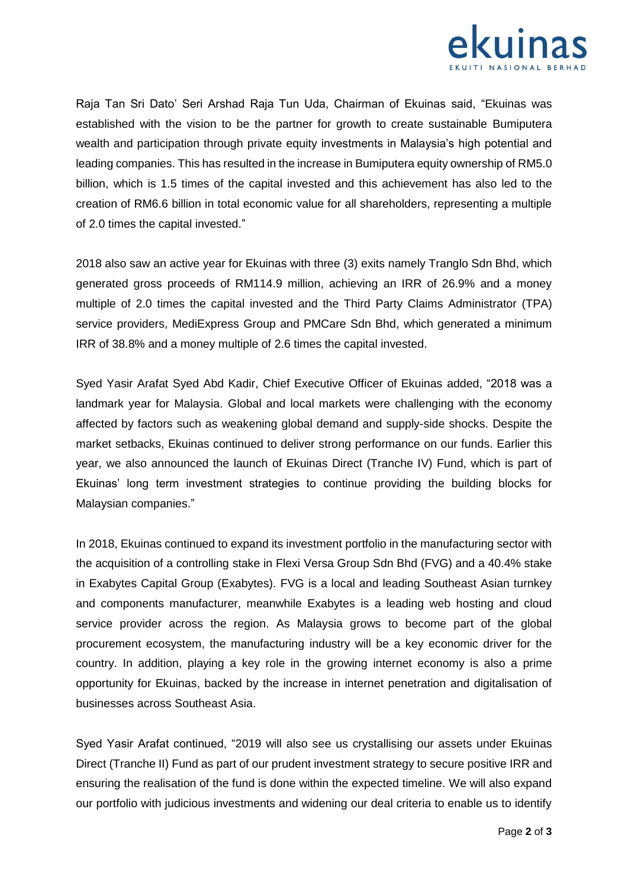Raja Tan Sri Dato' Seri Arshad Raja Tun Uda, Chairman of Ekuinas said, "Ekuinas was established with the vision to be the partner for growth to create sustainable Bumiputera wealth and participation through private equity investments in Malaysia's high potential and leading companies. This has resulted in the increase in Bumiputera equity ownership of RM5.0 billion, which is 1.5 times of the capital invested and this achievement has also led to the creation of RM6.6 billion in total economic value for all shareholders, representing a multiple of 2.0 times the capital invested."

2018 also saw an active year for Ekuinas with three (3) exits namely Tranglo Sdn Bhd, which generated gross proceeds of RM114.9 million, achieving an IRR of 26.9% and a money multiple of 2.0 times the capital invested and the Third Party Claims Administrator (TPA) service providers, MediExpress Group and PMCare Sdn Bhd, which generated a minimum IRR of 38.8% and a money multiple of 2.6 times the capital invested.

Syed Yasir Arafat Syed Abd Kadir, Chief Executive Officer of Ekuinas added, "2018 was a landmark year for Malaysia. Global and local markets were challenging with the economy affected by factors such as weakening global demand and supply-side shocks. Despite the market setbacks, Ekuinas continued to deliver strong performance on our funds. Earlier this year, we also announced the launch of Ekuinas Direct (Tranche IV) Fund, which is part of Ekuinas' long term investment strategies to continue providing the building blocks for Malaysian companies."

In 2018, Ekuinas continued to expand its investment portfolio in the manufacturing sector with the acquisition of a controlling stake in Flexi Versa Group Sdn Bhd (FVG) and a 40.4% stake in Exabytes Capital Group (Exabytes). FVG is a local and leading Southeast Asian turnkey and components manufacturer, meanwhile Exabytes is a leading web hosting and cloud service provider across the region. As Malaysia grows to become part of the global procurement ecosystem, the manufacturing industry will be a key economic driver for the country. In addition, playing a key role in the growing internet economy is also a prime opportunity for Ekuinas, backed by the increase in internet penetration and digitalisation of businesses across Southeast Asia.

Syed Yasir Arafat continued, "2019 will also see us crystallising our assets under Ekuinas Direct (Tranche II) Fund as part of our prudent investment strategy to secure positive IRR and ensuring the realisation of the fund is done within the expected timeline. We will also expand our portfolio with judicious investments and widening our deal criteria to enable us to identify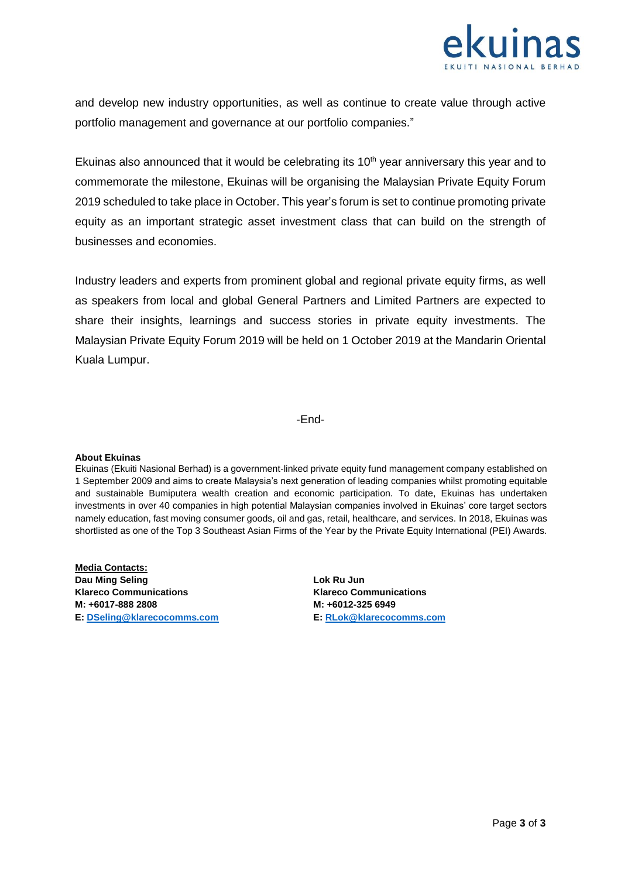and develop new industry opportunities, as well as continue to create value through active portfolio management and governance at our portfolio companies."

Ekuinas also announced that it would be celebrating its 10th year anniversary this year and to commemorate the milestone, Ekuinas will be organising the Malaysian Private Equity Forum 2019 scheduled to take place in October. This year's forum is set to continue promoting private equity as an important strategic asset investment class that can build on the strength of businesses and economies.

Industry leaders and experts from prominent global and regional private equity firms, as well as speakers from local and global General Partners and Limited Partners are expected to share their insights, learnings and success stories in private equity investments. The Malaysian Private Equity Forum 2019 will be held on 1 October 2019 at the Mandarin Oriental Kuala Lumpur.

-End-

**About Ekuinas**

Ekuinas (Ekuiti Nasional Berhad) is a government-linked private equity fund management company established on 1 September 2009 and aims to create Malaysia's next generation of leading companies whilst promoting equitable and sustainable Bumiputera wealth creation and economic participation. To date, Ekuinas has undertaken investments in over 40 companies in high potential Malaysian companies involved in Ekuinas' core target sectors namely education, fast moving consumer goods, oil and gas, retail, healthcare, and services. In 2018, Ekuinas was shortlisted as one of the Top 3 Southeast Asian Firms of the Year by the Private Equity International (PEI) Awards.

**Media Contacts:**

**Dau Ming Seling**
**Klareco Communications**
**M: +6017-888 2808**
**E: DSeling@klarecocomms.com**

**Lok Ru Jun**
**Klareco Communications**
**M: +6012-325 6949**
**E: RLok@klarecocomms.com**